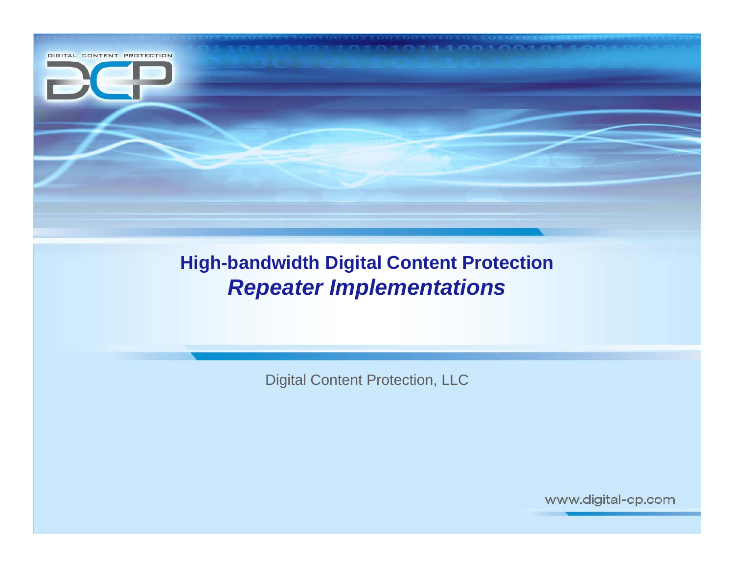DIGITAL CONTENT PROTECTION

# High-bandwidth Digital Content Protection

## *Repeater Implementations*

Digital Content Protection, LLC

www.digital-cp.com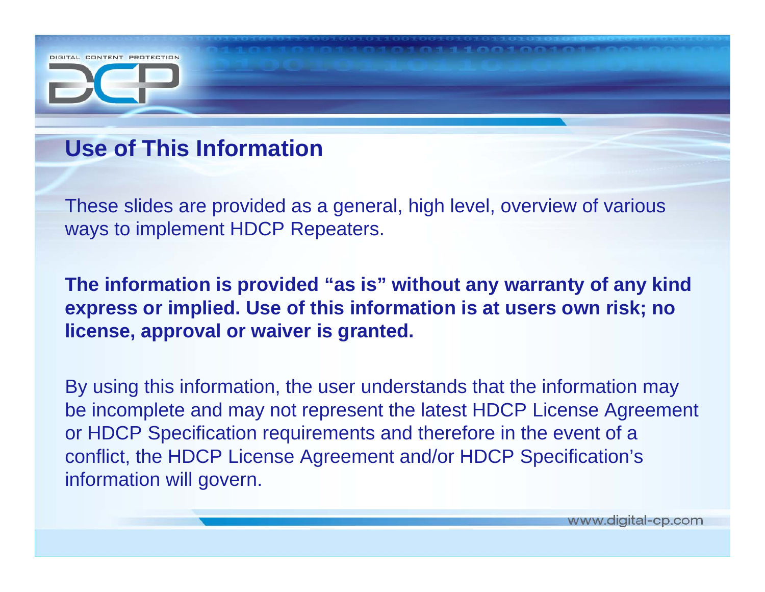## Use of This Information

These slides are provided as a general, high level, overview of various ways to implement HDCP Repeaters.

**The information is provided "as is" without any warranty of any kind express or implied. Use of this information is at users own risk; no license, approval or waiver is granted.**

By using this information, the user understands that the information may be incomplete and may not represent the latest HDCP License Agreement or HDCP Specification requirements and therefore in the event of a conflict, the HDCP License Agreement and/or HDCP Specification's information will govern.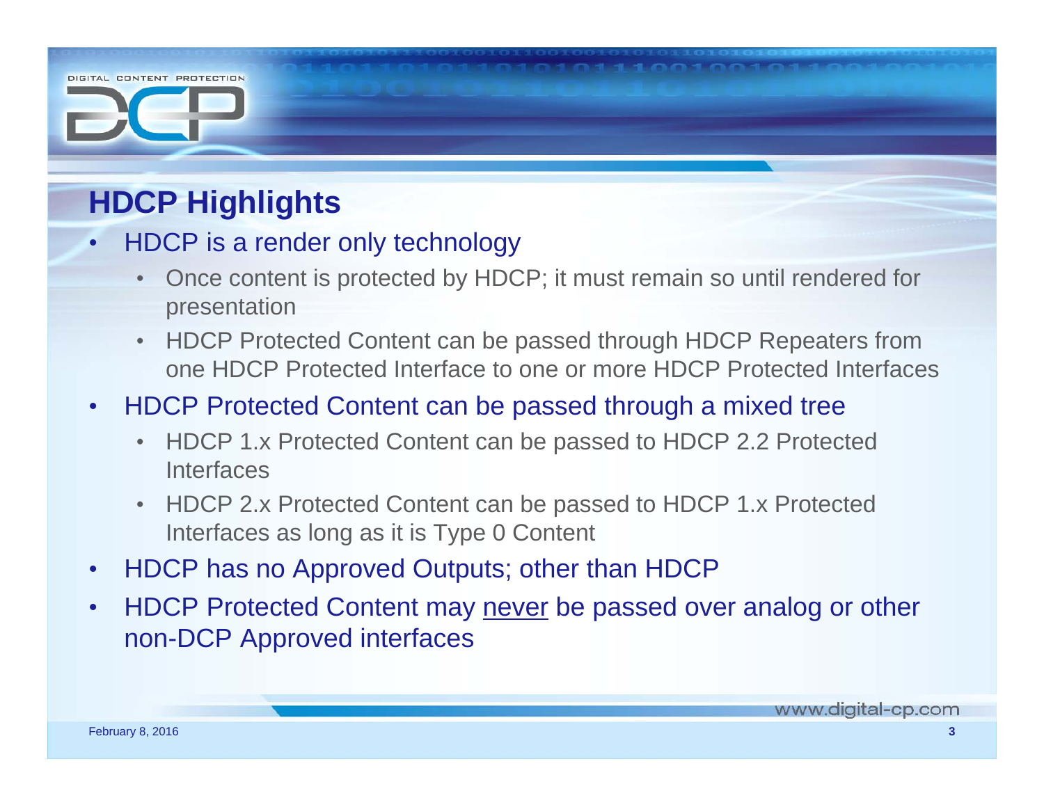## HDCP Highlights

- HDCP is a render only technology
  - Once content is protected by HDCP; it must remain so until rendered for presentation
  - HDCP Protected Content can be passed through HDCP Repeaters from one HDCP Protected Interface to one or more HDCP Protected Interfaces
- HDCP Protected Content can be passed through a mixed tree
  - HDCP 1.x Protected Content can be passed to HDCP 2.2 Protected Interfaces
  - HDCP 2.x Protected Content can be passed to HDCP 1.x Protected Interfaces as long as it is Type 0 Content
- HDCP has no Approved Outputs; other than HDCP
- HDCP Protected Content may <u>never</u> be passed over analog or other non-DCP Approved interfaces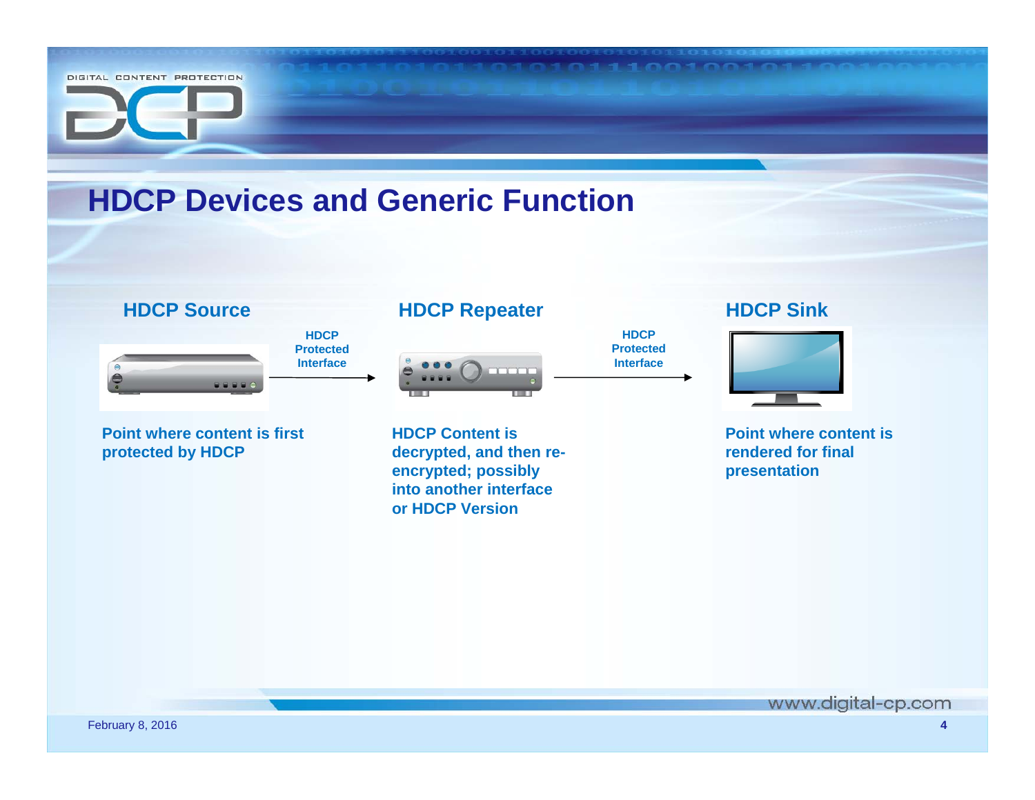# HDCP Devices and Generic Function

### HDCP Source

HDCP Protected Interface →

**Point where content is first protected by HDCP**

### HDCP Repeater

HDCP Protected Interface →

**HDCP Content is decrypted, and then re-encrypted; possibly into another interface or HDCP Version**

### HDCP Sink

**Point where content is rendered for final presentation**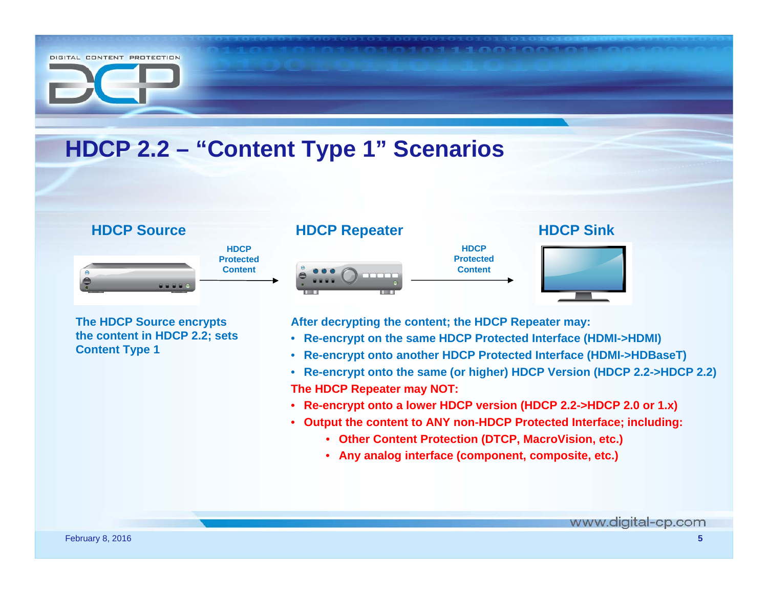# HDCP 2.2 – "Content Type 1" Scenarios

**HDCP Source** → HDCP Protected Content → **HDCP Repeater** → HDCP Protected Content → **HDCP Sink**

**The HDCP Source encrypts the content in HDCP 2.2; sets Content Type 1**

**After decrypting the content; the HDCP Repeater may:**

- **Re-encrypt on the same HDCP Protected Interface (HDMI->HDMI)**
- **Re-encrypt onto another HDCP Protected Interface (HDMI->HDBaseT)**
- **Re-encrypt onto the same (or higher) HDCP Version (HDCP 2.2->HDCP 2.2)**

**The HDCP Repeater may NOT:**

- **Re-encrypt onto a lower HDCP version (HDCP 2.2->HDCP 2.0 or 1.x)**
- **Output the content to ANY non-HDCP Protected Interface; including:**
  - **Other Content Protection (DTCP, MacroVision, etc.)**
  - **Any analog interface (component, composite, etc.)**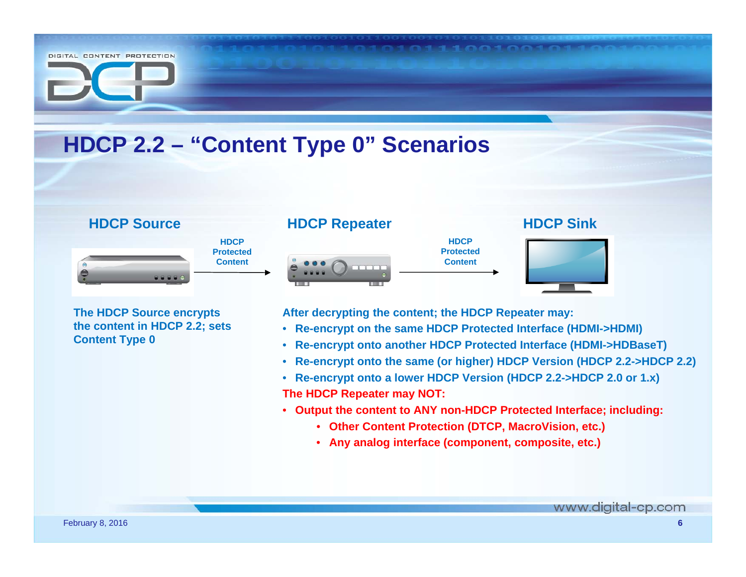# HDCP 2.2 – "Content Type 0" Scenarios

**HDCP Source** → HDCP Protected Content → **HDCP Repeater** → HDCP Protected Content → **HDCP Sink**

**The HDCP Source encrypts the content in HDCP 2.2; sets Content Type 0**

**After decrypting the content; the HDCP Repeater may:**

- **Re-encrypt on the same HDCP Protected Interface (HDMI->HDMI)**
- **Re-encrypt onto another HDCP Protected Interface (HDMI->HDBaseT)**
- **Re-encrypt onto the same (or higher) HDCP Version (HDCP 2.2->HDCP 2.2)**
- **Re-encrypt onto a lower HDCP Version (HDCP 2.2->HDCP 2.0 or 1.x)**

**The HDCP Repeater may NOT:**

- **Output the content to ANY non-HDCP Protected Interface; including:**
  - **Other Content Protection (DTCP, MacroVision, etc.)**
  - **Any analog interface (component, composite, etc.)**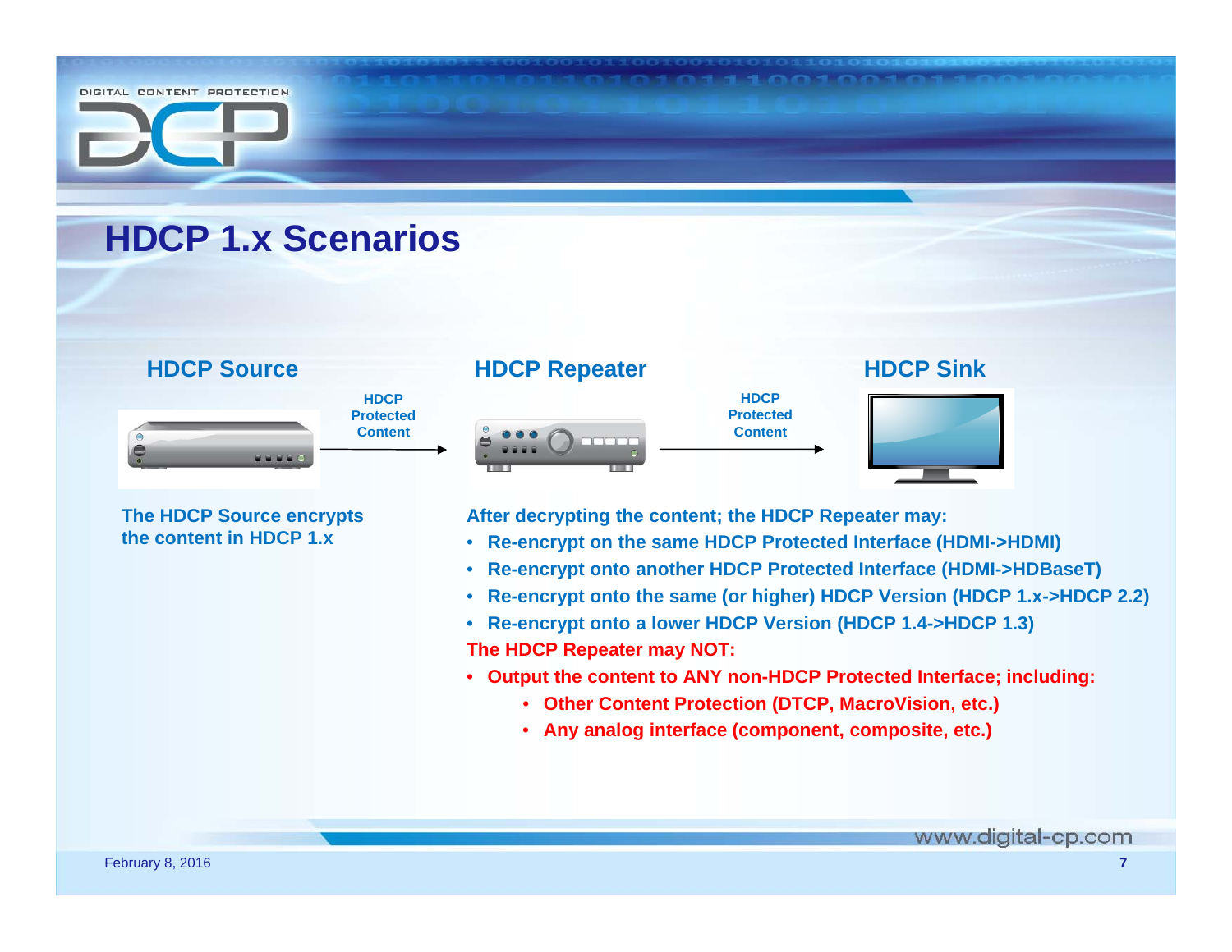# HDCP 1.x Scenarios

**HDCP Source** → HDCP Protected Content → **HDCP Repeater** → HDCP Protected Content → **HDCP Sink**

**The HDCP Source encrypts the content in HDCP 1.x**

**After decrypting the content; the HDCP Repeater may:**

- **Re-encrypt on the same HDCP Protected Interface (HDMI->HDMI)**
- **Re-encrypt onto another HDCP Protected Interface (HDMI->HDBaseT)**
- **Re-encrypt onto the same (or higher) HDCP Version (HDCP 1.x->HDCP 2.2)**
- **Re-encrypt onto a lower HDCP Version (HDCP 1.4->HDCP 1.3)**

**The HDCP Repeater may NOT:**

- **Output the content to ANY non-HDCP Protected Interface; including:**
  - **Other Content Protection (DTCP, MacroVision, etc.)**
  - **Any analog interface (component, composite, etc.)**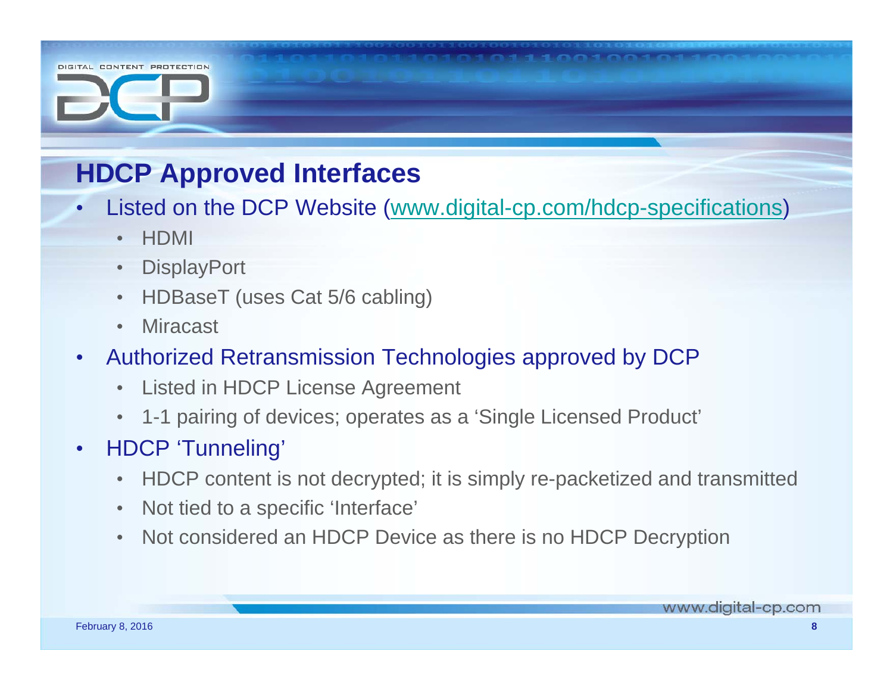## HDCP Approved Interfaces

- Listed on the DCP Website ([www.digital-cp.com/hdcp-specifications](http://www.digital-cp.com/hdcp-specifications))
  - HDMI
  - DisplayPort
  - HDBaseT (uses Cat 5/6 cabling)
  - Miracast
- Authorized Retransmission Technologies approved by DCP
  - Listed in HDCP License Agreement
  - 1-1 pairing of devices; operates as a 'Single Licensed Product'
- HDCP 'Tunneling'
  - HDCP content is not decrypted; it is simply re-packetized and transmitted
  - Not tied to a specific 'Interface'
  - Not considered an HDCP Device as there is no HDCP Decryption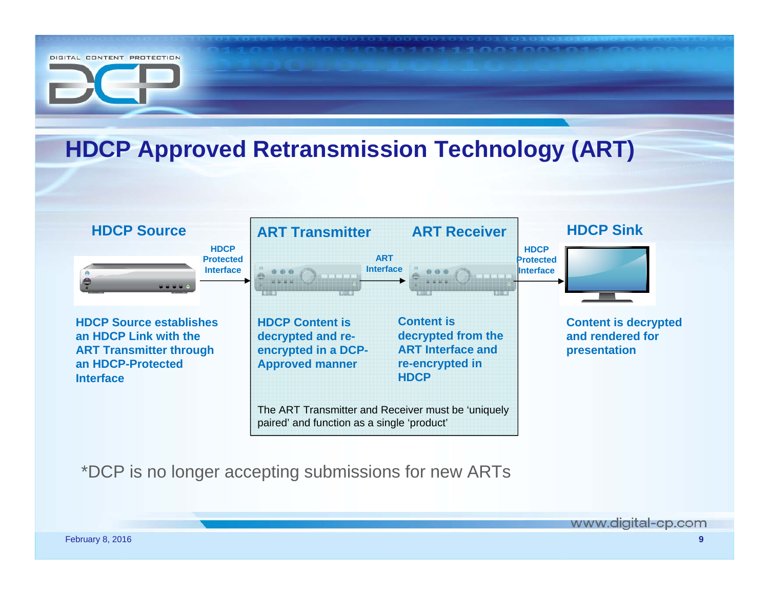# HDCP Approved Retransmission Technology (ART)

**HDCP Source**

**HDCP Protected Interface**

**HDCP Source establishes an HDCP Link with the ART Transmitter through an HDCP-Protected Interface**

**ART Transmitter**

**ART Interface**

**HDCP Content is decrypted and re-encrypted in a DCP-Approved manner**

**ART Receiver**

**Content is decrypted from the ART Interface and re-encrypted in HDCP**

The ART Transmitter and Receiver must be 'uniquely paired' and function as a single 'product'

**HDCP Protected Interface**

**HDCP Sink**

**Content is decrypted and rendered for presentation**

*DCP is no longer accepting submissions for new ARTs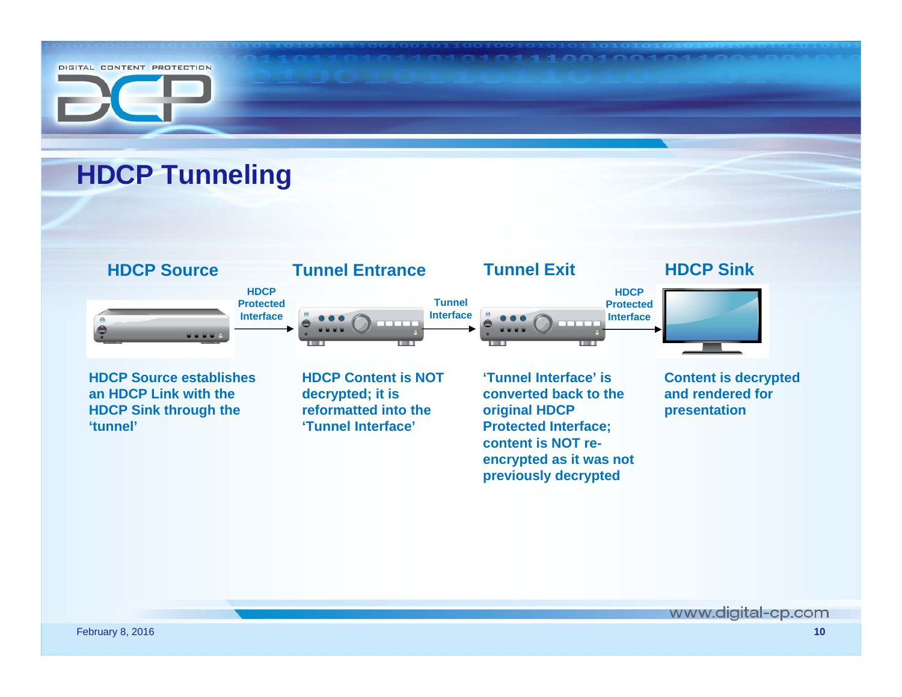# HDCP Tunneling

## HDCP Source

HDCP Protected Interface

## Tunnel Entrance

Tunnel Interface

## Tunnel Exit

HDCP Protected Interface

## HDCP Sink

**HDCP Source establishes an HDCP Link with the HDCP Sink through the 'tunnel'**

**HDCP Content is NOT decrypted; it is reformatted into the 'Tunnel Interface'**

**'Tunnel Interface' is converted back to the original HDCP Protected Interface; content is NOT re-encrypted as it was not previously decrypted**

**Content is decrypted and rendered for presentation**